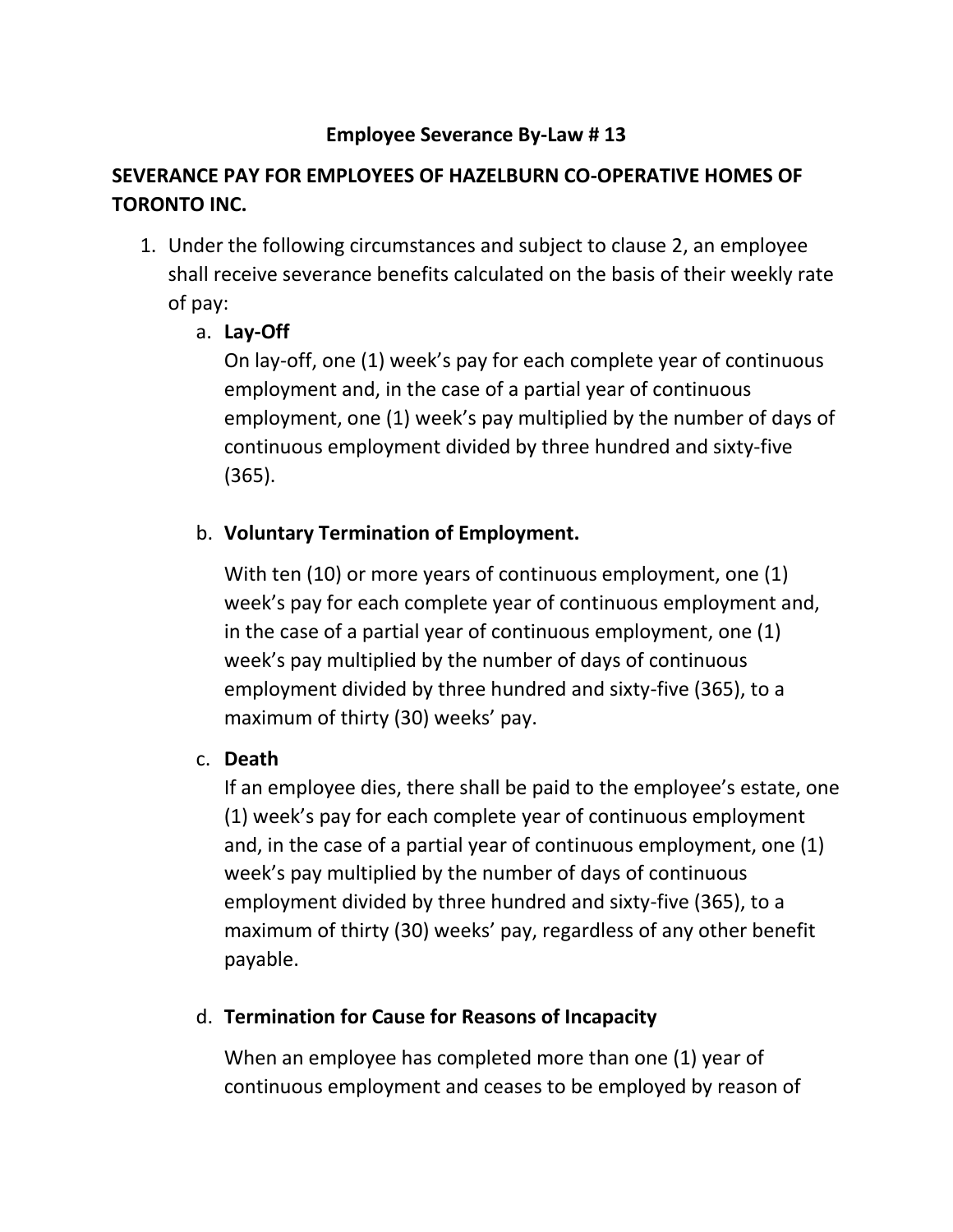# Employee Severance By-Law # 13

## SEVERANCE PAY FOR EMPLOYEES OF HAZELBURN CO-OPERATIVE HOMES OF TORONTO INC.

1. Under the following circumstances and subject to clause 2, an employee shall receive severance benefits calculated on the basis of their weekly rate of pay:

   a. **Lay-Off**

      On lay-off, one (1) week's pay for each complete year of continuous employment and, in the case of a partial year of continuous employment, one (1) week's pay multiplied by the number of days of continuous employment divided by three hundred and sixty-five (365).

   b. **Voluntary Termination of Employment.**

      With ten (10) or more years of continuous employment, one (1) week's pay for each complete year of continuous employment and, in the case of a partial year of continuous employment, one (1) week's pay multiplied by the number of days of continuous employment divided by three hundred and sixty-five (365), to a maximum of thirty (30) weeks' pay.

   c. **Death**

      If an employee dies, there shall be paid to the employee's estate, one (1) week's pay for each complete year of continuous employment and, in the case of a partial year of continuous employment, one (1) week's pay multiplied by the number of days of continuous employment divided by three hundred and sixty-five (365), to a maximum of thirty (30) weeks' pay, regardless of any other benefit payable.

   d. **Termination for Cause for Reasons of Incapacity**

      When an employee has completed more than one (1) year of continuous employment and ceases to be employed by reason of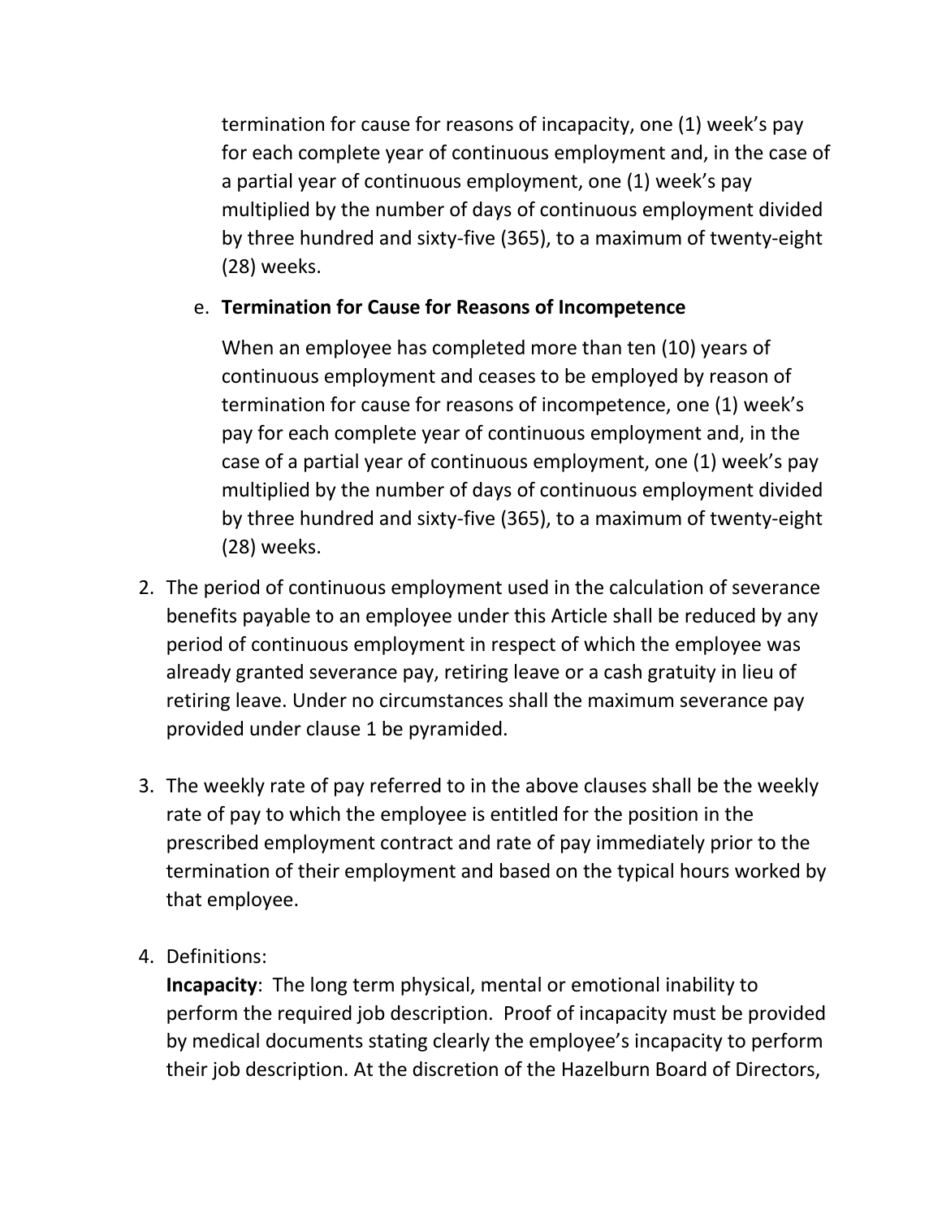termination for cause for reasons of incapacity, one (1) week's pay for each complete year of continuous employment and, in the case of a partial year of continuous employment, one (1) week's pay multiplied by the number of days of continuous employment divided by three hundred and sixty-five (365), to a maximum of twenty-eight (28) weeks.

e. **Termination for Cause for Reasons of Incompetence**

   When an employee has completed more than ten (10) years of continuous employment and ceases to be employed by reason of termination for cause for reasons of incompetence, one (1) week's pay for each complete year of continuous employment and, in the case of a partial year of continuous employment, one (1) week's pay multiplied by the number of days of continuous employment divided by three hundred and sixty-five (365), to a maximum of twenty-eight (28) weeks.

2. The period of continuous employment used in the calculation of severance benefits payable to an employee under this Article shall be reduced by any period of continuous employment in respect of which the employee was already granted severance pay, retiring leave or a cash gratuity in lieu of retiring leave. Under no circumstances shall the maximum severance pay provided under clause 1 be pyramided.

3. The weekly rate of pay referred to in the above clauses shall be the weekly rate of pay to which the employee is entitled for the position in the prescribed employment contract and rate of pay immediately prior to the termination of their employment and based on the typical hours worked by that employee.

4. Definitions:
   **Incapacity**: The long term physical, mental or emotional inability to perform the required job description. Proof of incapacity must be provided by medical documents stating clearly the employee's incapacity to perform their job description. At the discretion of the Hazelburn Board of Directors,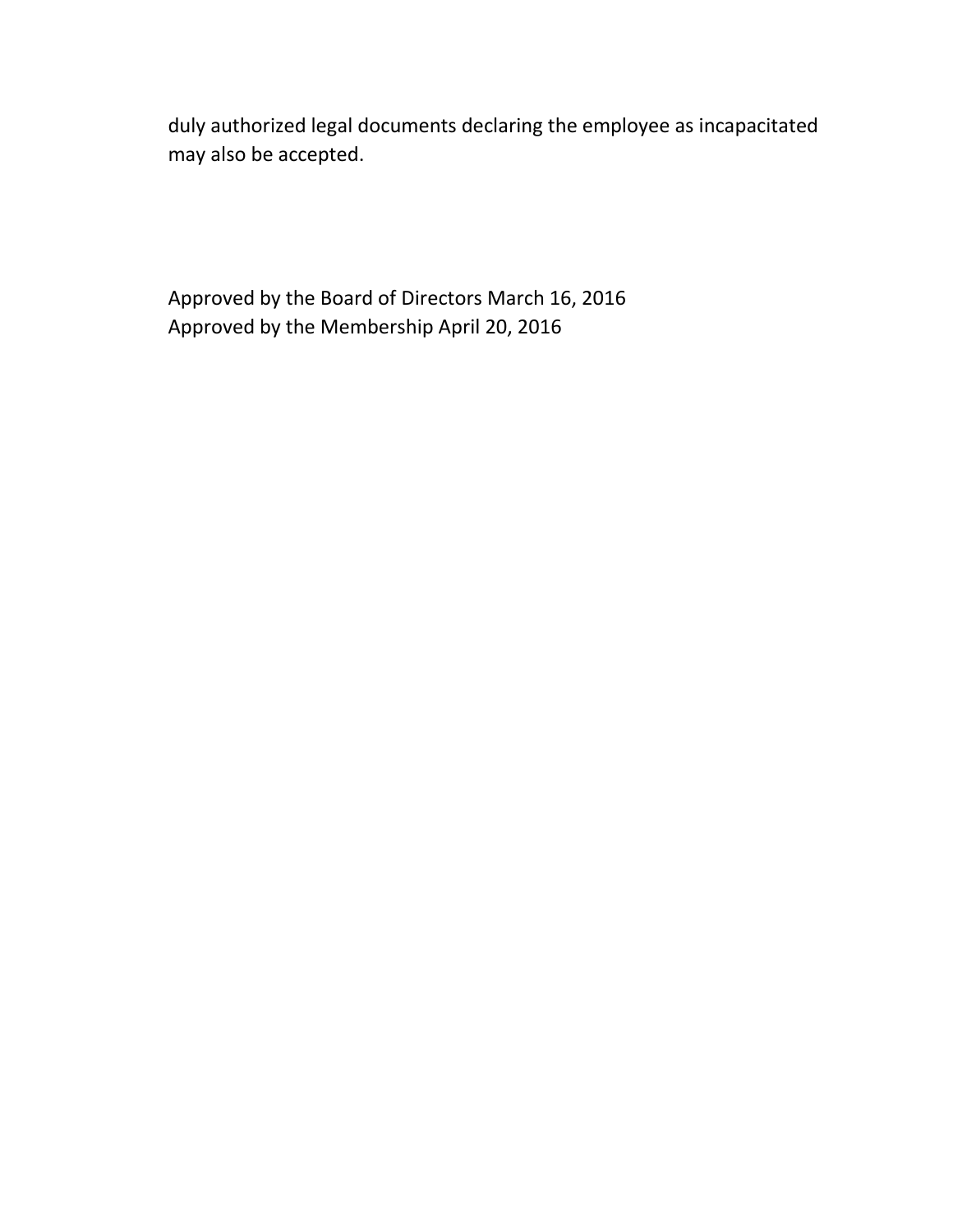duly authorized legal documents declaring the employee as incapacitated may also be accepted.

Approved by the Board of Directors March 16, 2016
Approved by the Membership April 20, 2016